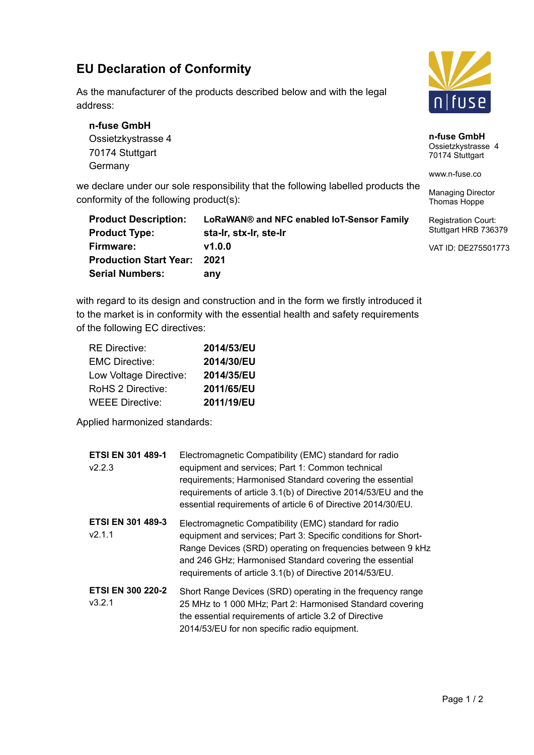# EU Declaration of Conformity

As the manufacturer of the products described below and with the legal address:

**n-fuse GmbH**
Ossietzkystrasse 4
70174 Stuttgart
Germany

**n-fuse GmbH**
Ossietzkystrasse 4
70174 Stuttgart

www.n-fuse.co

Managing Director
Thomas Hoppe

Registration Court:
Stuttgart HRB 736379

VAT ID: DE275501773

we declare under our sole responsibility that the following labelled products the conformity of the following product(s):

| | |
|---|---|
| **Product Description:** | **LoRaWAN® and NFC enabled IoT-Sensor Family** |
| **Product Type:** | **sta-lr, stx-lr, ste-lr** |
| **Firmware:** | **v1.0.0** |
| **Production Start Year:** | **2021** |
| **Serial Numbers:** | **any** |

with regard to its design and construction and in the form we firstly introduced it to the market is in conformity with the essential health and safety requirements of the following EC directives:

| | |
|---|---|
| RE Directive: | **2014/53/EU** |
| EMC Directive: | **2014/30/EU** |
| Low Voltage Directive: | **2014/35/EU** |
| RoHS 2 Directive: | **2011/65/EU** |
| WEEE Directive: | **2011/19/EU** |

Applied harmonized standards:

| | |
|---|---|
| **ETSI EN 301 489-1** v2.2.3 | Electromagnetic Compatibility (EMC) standard for radio equipment and services; Part 1: Common technical requirements; Harmonised Standard covering the essential requirements of article 3.1(b) of Directive 2014/53/EU and the essential requirements of article 6 of Directive 2014/30/EU. |
| **ETSI EN 301 489-3** v2.1.1 | Electromagnetic Compatibility (EMC) standard for radio equipment and services; Part 3: Specific conditions for Short-Range Devices (SRD) operating on frequencies between 9 kHz and 246 GHz; Harmonised Standard covering the essential requirements of article 3.1(b) of Directive 2014/53/EU. |
| **ETSI EN 300 220-2** v3.2.1 | Short Range Devices (SRD) operating in the frequency range 25 MHz to 1 000 MHz; Part 2: Harmonised Standard covering the essential requirements of article 3.2 of Directive 2014/53/EU for non specific radio equipment. |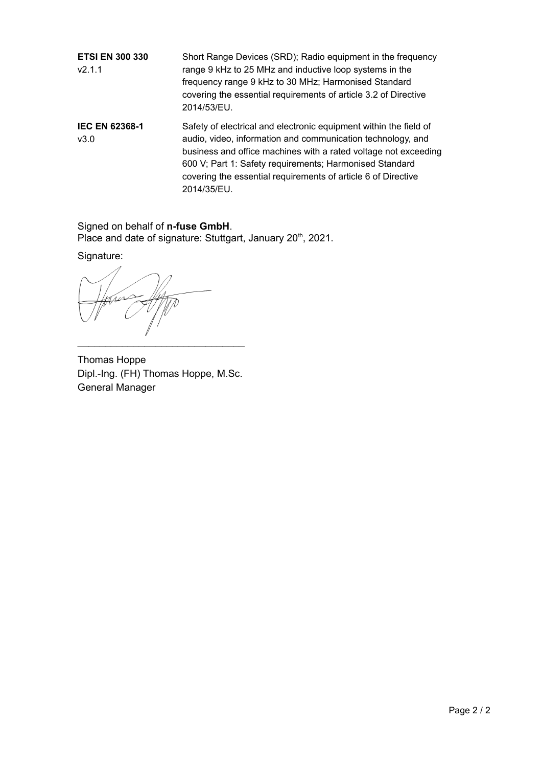| | |
|---|---|
| **ETSI EN 300 330** v2.1.1 | Short Range Devices (SRD); Radio equipment in the frequency range 9 kHz to 25 MHz and inductive loop systems in the frequency range 9 kHz to 30 MHz; Harmonised Standard covering the essential requirements of article 3.2 of Directive 2014/53/EU. |
| **IEC EN 62368-1** v3.0 | Safety of electrical and electronic equipment within the field of audio, video, information and communication technology, and business and office machines with a rated voltage not exceeding 600 V; Part 1: Safety requirements; Harmonised Standard covering the essential requirements of article 6 of Directive 2014/35/EU. |

Signed on behalf of **n-fuse GmbH**.
Place and date of signature: Stuttgart, January 20th, 2021.

Signature:

______________________________

Thomas Hoppe
Dipl.-Ing. (FH) Thomas Hoppe, M.Sc.
General Manager